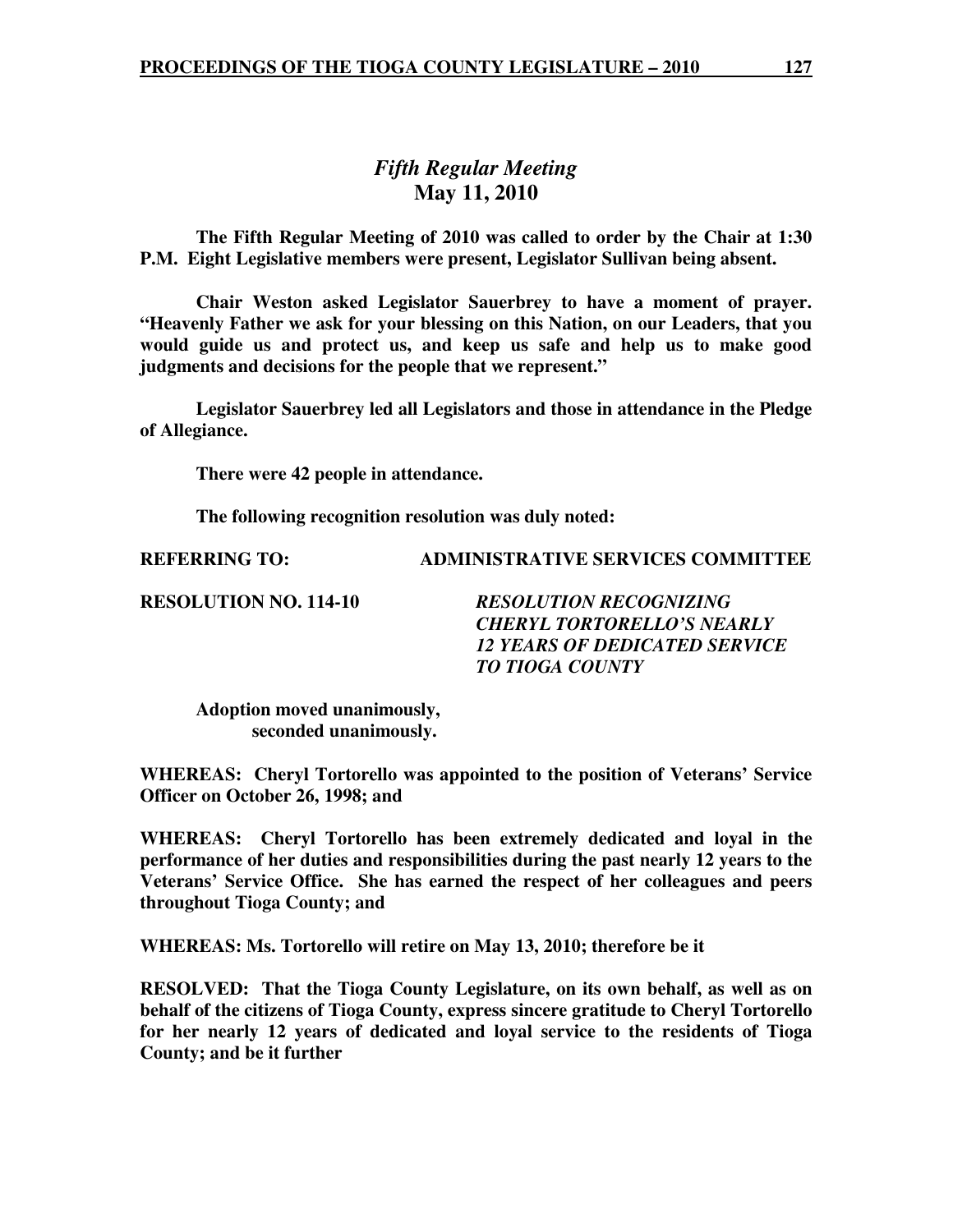# *Fifth Regular Meeting*
## May 11, 2010

**The Fifth Regular Meeting of 2010 was called to order by the Chair at 1:30 P.M. Eight Legislative members were present, Legislator Sullivan being absent.**

**Chair Weston asked Legislator Sauerbrey to have a moment of prayer. "Heavenly Father we ask for your blessing on this Nation, on our Leaders, that you would guide us and protect us, and keep us safe and help us to make good judgments and decisions for the people that we represent."**

**Legislator Sauerbrey led all Legislators and those in attendance in the Pledge of Allegiance.**

**There were 42 people in attendance.**

**The following recognition resolution was duly noted:**

**REFERRING TO: ADMINISTRATIVE SERVICES COMMITTEE**

**RESOLUTION NO. 114-10** ***RESOLUTION RECOGNIZING CHERYL TORTORELLO'S NEARLY 12 YEARS OF DEDICATED SERVICE TO TIOGA COUNTY***

**Adoption moved unanimously,
seconded unanimously.**

**WHEREAS: Cheryl Tortorello was appointed to the position of Veterans' Service Officer on October 26, 1998; and**

**WHEREAS: Cheryl Tortorello has been extremely dedicated and loyal in the performance of her duties and responsibilities during the past nearly 12 years to the Veterans' Service Office. She has earned the respect of her colleagues and peers throughout Tioga County; and**

**WHEREAS: Ms. Tortorello will retire on May 13, 2010; therefore be it**

**RESOLVED: That the Tioga County Legislature, on its own behalf, as well as on behalf of the citizens of Tioga County, express sincere gratitude to Cheryl Tortorello for her nearly 12 years of dedicated and loyal service to the residents of Tioga County; and be it further**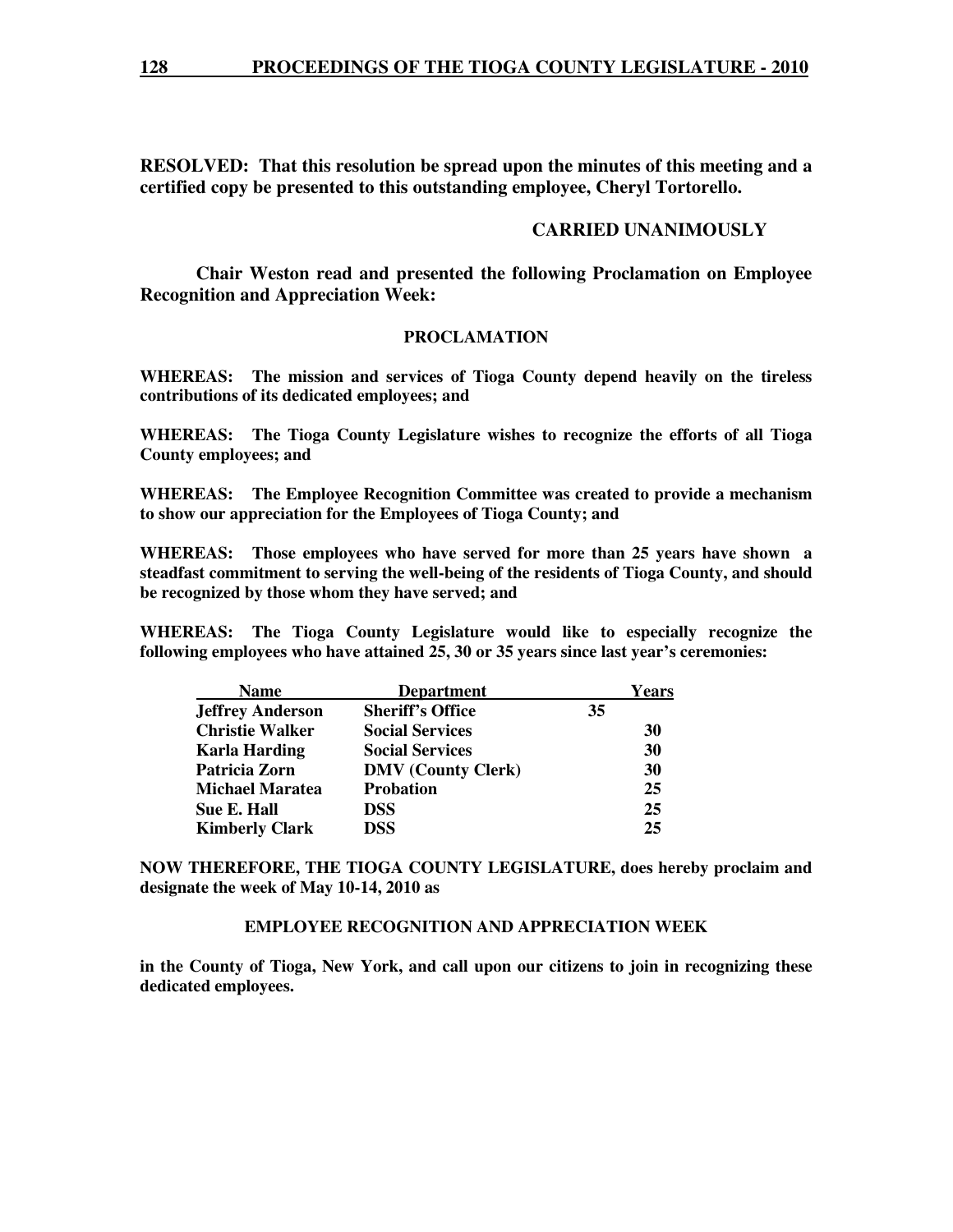**RESOLVED: That this resolution be spread upon the minutes of this meeting and a certified copy be presented to this outstanding employee, Cheryl Tortorello.**

**CARRIED UNANIMOUSLY**

**Chair Weston read and presented the following Proclamation on Employee Recognition and Appreciation Week:**

**PROCLAMATION**

**WHEREAS: The mission and services of Tioga County depend heavily on the tireless contributions of its dedicated employees; and**

**WHEREAS: The Tioga County Legislature wishes to recognize the efforts of all Tioga County employees; and**

**WHEREAS: The Employee Recognition Committee was created to provide a mechanism to show our appreciation for the Employees of Tioga County; and**

**WHEREAS: Those employees who have served for more than 25 years have shown a steadfast commitment to serving the well-being of the residents of Tioga County, and should be recognized by those whom they have served; and**

**WHEREAS: The Tioga County Legislature would like to especially recognize the following employees who have attained 25, 30 or 35 years since last year's ceremonies:**

| Name | Department | Years |
|---|---|---|
| Jeffrey Anderson | Sheriff's Office | 35 |
| Christie Walker | Social Services | 30 |
| Karla Harding | Social Services | 30 |
| Patricia Zorn | DMV (County Clerk) | 30 |
| Michael Maratea | Probation | 25 |
| Sue E. Hall | DSS | 25 |
| Kimberly Clark | DSS | 25 |

**NOW THEREFORE, THE TIOGA COUNTY LEGISLATURE, does hereby proclaim and designate the week of May 10-14, 2010 as**

**EMPLOYEE RECOGNITION AND APPRECIATION WEEK**

**in the County of Tioga, New York, and call upon our citizens to join in recognizing these dedicated employees.**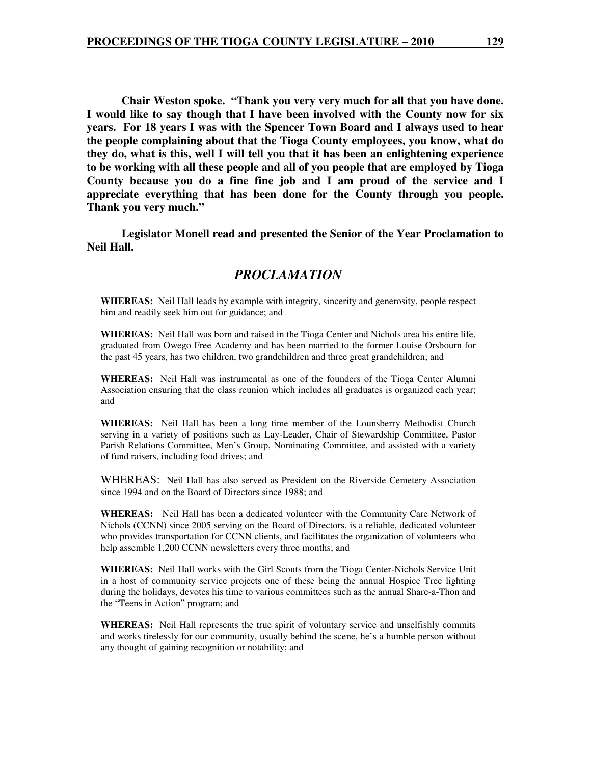**Chair Weston spoke. "Thank you very very much for all that you have done. I would like to say though that I have been involved with the County now for six years. For 18 years I was with the Spencer Town Board and I always used to hear the people complaining about that the Tioga County employees, you know, what do they do, what is this, well I will tell you that it has been an enlightening experience to be working with all these people and all of you people that are employed by Tioga County because you do a fine fine job and I am proud of the service and I appreciate everything that has been done for the County through you people. Thank you very much."**

**Legislator Monell read and presented the Senior of the Year Proclamation to Neil Hall.**

## *PROCLAMATION*

**WHEREAS:** Neil Hall leads by example with integrity, sincerity and generosity, people respect him and readily seek him out for guidance; and

**WHEREAS:** Neil Hall was born and raised in the Tioga Center and Nichols area his entire life, graduated from Owego Free Academy and has been married to the former Louise Orsbourn for the past 45 years, has two children, two grandchildren and three great grandchildren; and

**WHEREAS:** Neil Hall was instrumental as one of the founders of the Tioga Center Alumni Association ensuring that the class reunion which includes all graduates is organized each year; and

**WHEREAS:** Neil Hall has been a long time member of the Lounsberry Methodist Church serving in a variety of positions such as Lay-Leader, Chair of Stewardship Committee, Pastor Parish Relations Committee, Men's Group, Nominating Committee, and assisted with a variety of fund raisers, including food drives; and

WHEREAS: Neil Hall has also served as President on the Riverside Cemetery Association since 1994 and on the Board of Directors since 1988; and

**WHEREAS:** Neil Hall has been a dedicated volunteer with the Community Care Network of Nichols (CCNN) since 2005 serving on the Board of Directors, is a reliable, dedicated volunteer who provides transportation for CCNN clients, and facilitates the organization of volunteers who help assemble 1,200 CCNN newsletters every three months; and

**WHEREAS:** Neil Hall works with the Girl Scouts from the Tioga Center-Nichols Service Unit in a host of community service projects one of these being the annual Hospice Tree lighting during the holidays, devotes his time to various committees such as the annual Share-a-Thon and the "Teens in Action" program; and

**WHEREAS:** Neil Hall represents the true spirit of voluntary service and unselfishly commits and works tirelessly for our community, usually behind the scene, he's a humble person without any thought of gaining recognition or notability; and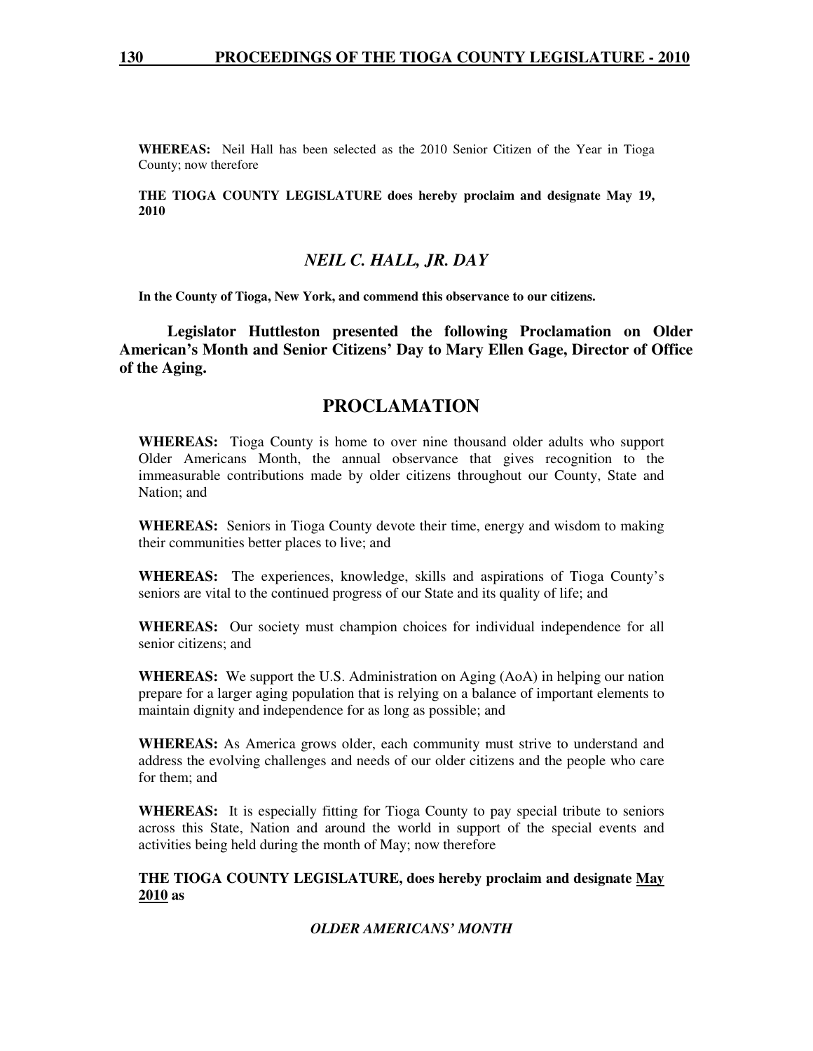**WHEREAS:** Neil Hall has been selected as the 2010 Senior Citizen of the Year in Tioga County; now therefore

**THE TIOGA COUNTY LEGISLATURE does hereby proclaim and designate May 19, 2010**

***NEIL C. HALL, JR. DAY***

**In the County of Tioga, New York, and commend this observance to our citizens.**

**Legislator Huttleston presented the following Proclamation on Older American's Month and Senior Citizens' Day to Mary Ellen Gage, Director of Office of the Aging.**

## PROCLAMATION

**WHEREAS:** Tioga County is home to over nine thousand older adults who support Older Americans Month, the annual observance that gives recognition to the immeasurable contributions made by older citizens throughout our County, State and Nation; and

**WHEREAS:** Seniors in Tioga County devote their time, energy and wisdom to making their communities better places to live; and

**WHEREAS:** The experiences, knowledge, skills and aspirations of Tioga County's seniors are vital to the continued progress of our State and its quality of life; and

**WHEREAS:** Our society must champion choices for individual independence for all senior citizens; and

**WHEREAS:** We support the U.S. Administration on Aging (AoA) in helping our nation prepare for a larger aging population that is relying on a balance of important elements to maintain dignity and independence for as long as possible; and

**WHEREAS:** As America grows older, each community must strive to understand and address the evolving challenges and needs of our older citizens and the people who care for them; and

**WHEREAS:** It is especially fitting for Tioga County to pay special tribute to seniors across this State, Nation and around the world in support of the special events and activities being held during the month of May; now therefore

**THE TIOGA COUNTY LEGISLATURE, does hereby proclaim and designate <u>May 2010</u> as**

***OLDER AMERICANS' MONTH***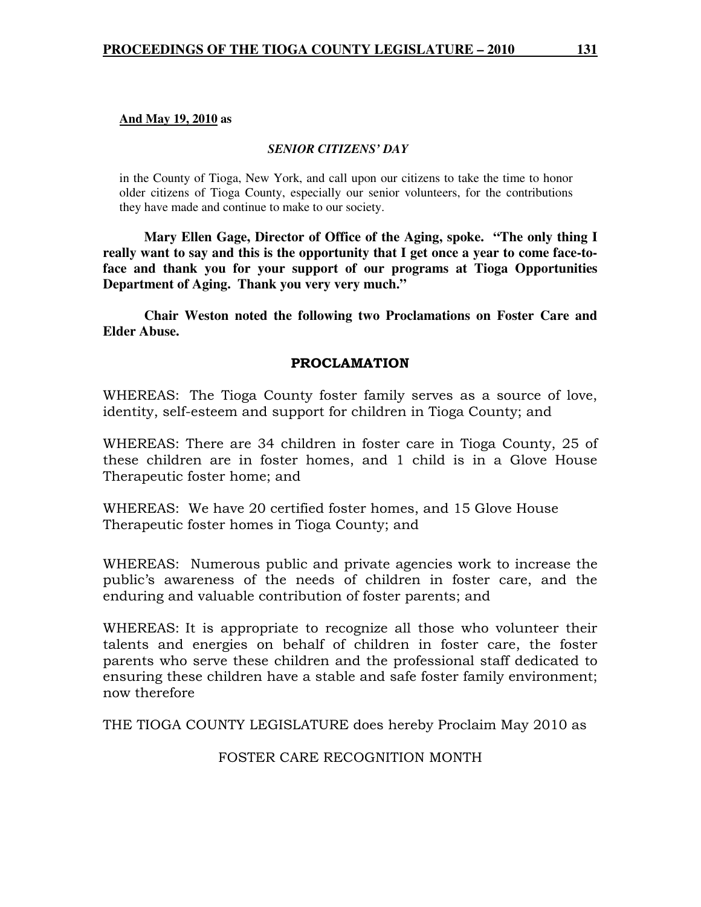**And May 19, 2010 as**

***SENIOR CITIZENS' DAY***

in the County of Tioga, New York, and call upon our citizens to take the time to honor older citizens of Tioga County, especially our senior volunteers, for the contributions they have made and continue to make to our society.

**Mary Ellen Gage, Director of Office of the Aging, spoke. "The only thing I really want to say and this is the opportunity that I get once a year to come face-to-face and thank you for your support of our programs at Tioga Opportunities Department of Aging. Thank you very very much."**

**Chair Weston noted the following two Proclamations on Foster Care and Elder Abuse.**

## PROCLAMATION

WHEREAS: The Tioga County foster family serves as a source of love, identity, self-esteem and support for children in Tioga County; and

WHEREAS: There are 34 children in foster care in Tioga County, 25 of these children are in foster homes, and 1 child is in a Glove House Therapeutic foster home; and

WHEREAS: We have 20 certified foster homes, and 15 Glove House Therapeutic foster homes in Tioga County; and

WHEREAS: Numerous public and private agencies work to increase the public's awareness of the needs of children in foster care, and the enduring and valuable contribution of foster parents; and

WHEREAS: It is appropriate to recognize all those who volunteer their talents and energies on behalf of children in foster care, the foster parents who serve these children and the professional staff dedicated to ensuring these children have a stable and safe foster family environment; now therefore

THE TIOGA COUNTY LEGISLATURE does hereby Proclaim May 2010 as

FOSTER CARE RECOGNITION MONTH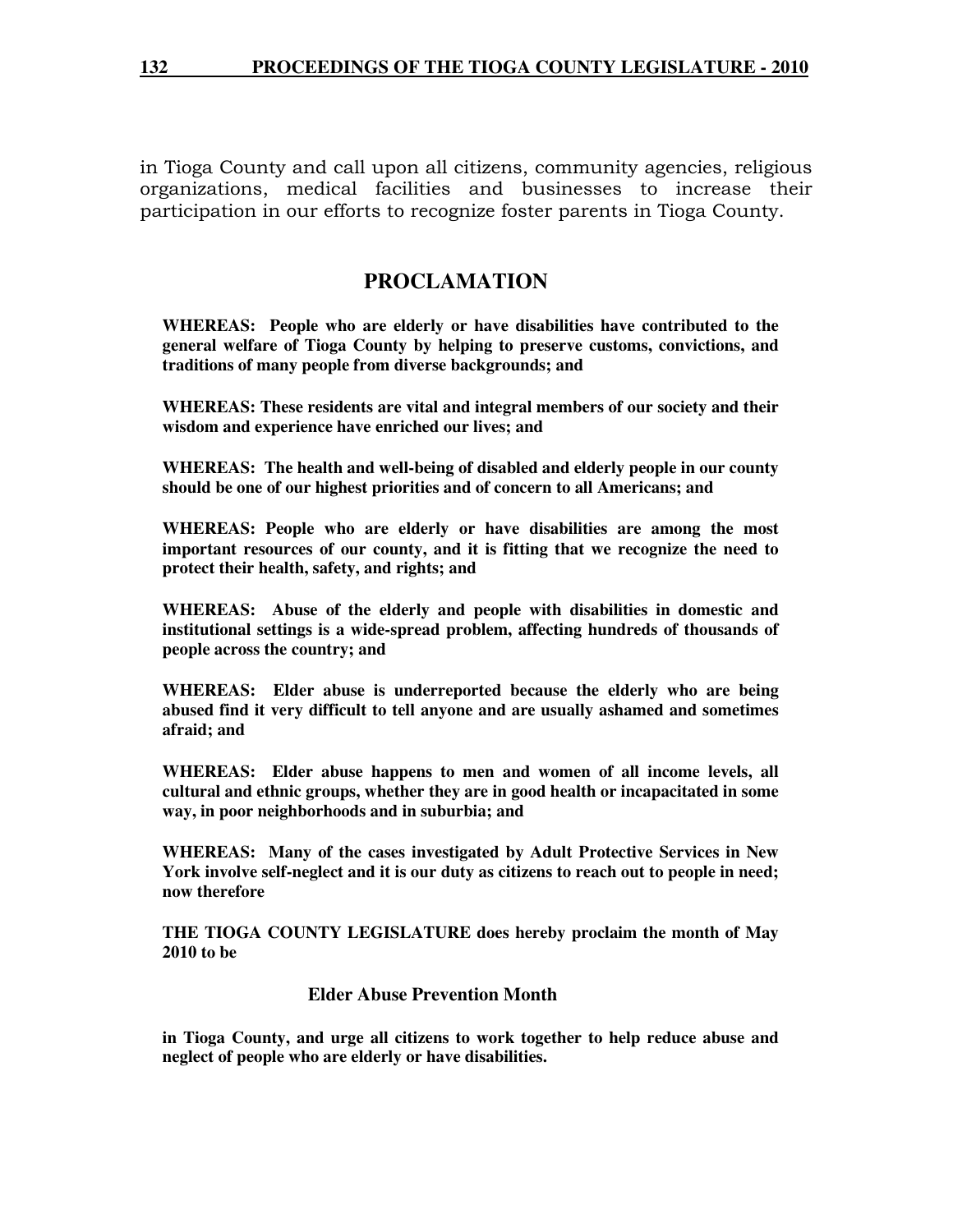in Tioga County and call upon all citizens, community agencies, religious organizations, medical facilities and businesses to increase their participation in our efforts to recognize foster parents in Tioga County.

## PROCLAMATION

**WHEREAS: People who are elderly or have disabilities have contributed to the general welfare of Tioga County by helping to preserve customs, convictions, and traditions of many people from diverse backgrounds; and**

**WHEREAS: These residents are vital and integral members of our society and their wisdom and experience have enriched our lives; and**

**WHEREAS: The health and well-being of disabled and elderly people in our county should be one of our highest priorities and of concern to all Americans; and**

**WHEREAS: People who are elderly or have disabilities are among the most important resources of our county, and it is fitting that we recognize the need to protect their health, safety, and rights; and**

**WHEREAS: Abuse of the elderly and people with disabilities in domestic and institutional settings is a wide-spread problem, affecting hundreds of thousands of people across the country; and**

**WHEREAS: Elder abuse is underreported because the elderly who are being abused find it very difficult to tell anyone and are usually ashamed and sometimes afraid; and**

**WHEREAS: Elder abuse happens to men and women of all income levels, all cultural and ethnic groups, whether they are in good health or incapacitated in some way, in poor neighborhoods and in suburbia; and**

**WHEREAS: Many of the cases investigated by Adult Protective Services in New York involve self-neglect and it is our duty as citizens to reach out to people in need; now therefore**

**THE TIOGA COUNTY LEGISLATURE does hereby proclaim the month of May 2010 to be**

**Elder Abuse Prevention Month**

**in Tioga County, and urge all citizens to work together to help reduce abuse and neglect of people who are elderly or have disabilities.**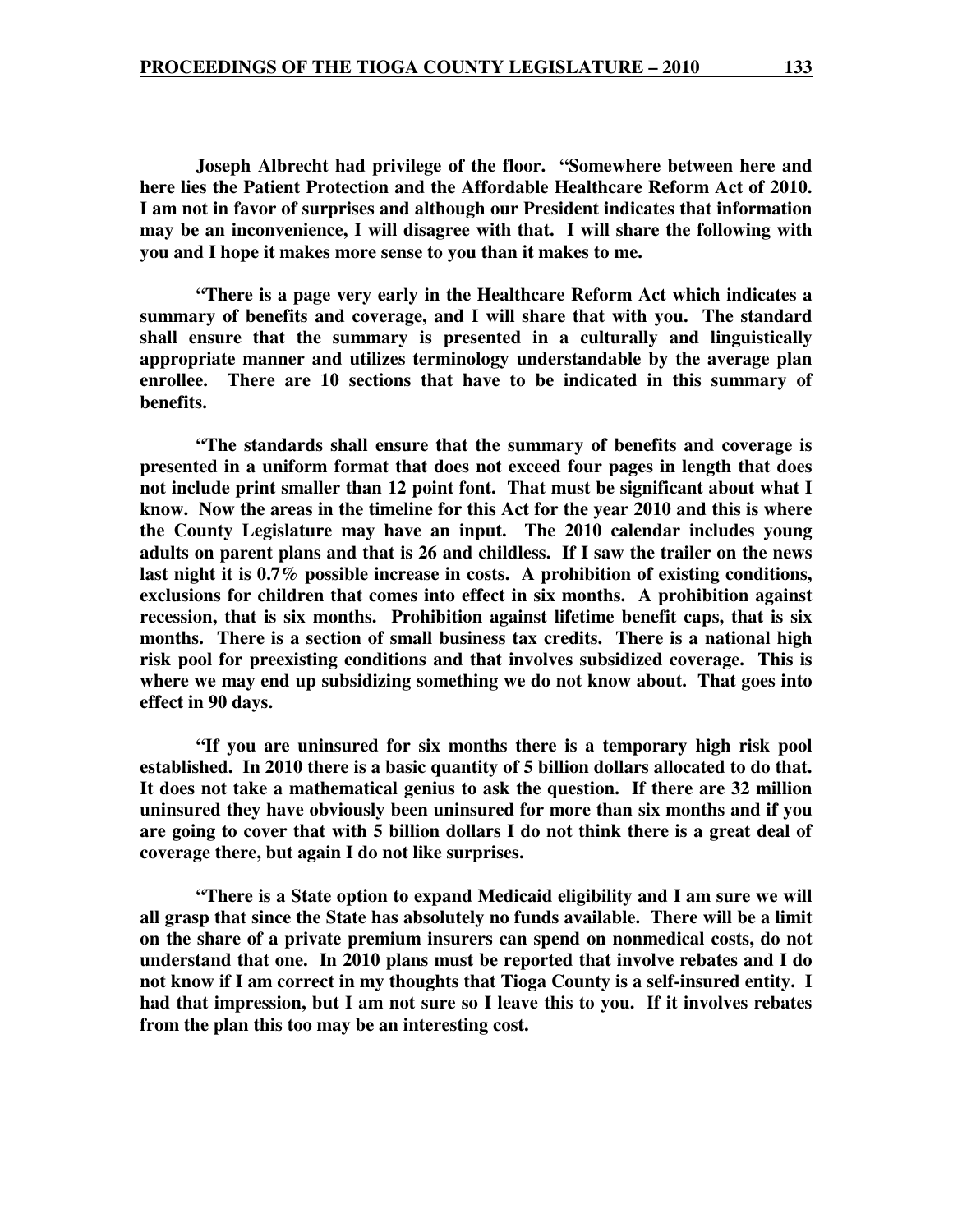**Joseph Albrecht had privilege of the floor. "Somewhere between here and here lies the Patient Protection and the Affordable Healthcare Reform Act of 2010. I am not in favor of surprises and although our President indicates that information may be an inconvenience, I will disagree with that. I will share the following with you and I hope it makes more sense to you than it makes to me.**

**"There is a page very early in the Healthcare Reform Act which indicates a summary of benefits and coverage, and I will share that with you. The standard shall ensure that the summary is presented in a culturally and linguistically appropriate manner and utilizes terminology understandable by the average plan enrollee. There are 10 sections that have to be indicated in this summary of benefits.**

**"The standards shall ensure that the summary of benefits and coverage is presented in a uniform format that does not exceed four pages in length that does not include print smaller than 12 point font. That must be significant about what I know. Now the areas in the timeline for this Act for the year 2010 and this is where the County Legislature may have an input. The 2010 calendar includes young adults on parent plans and that is 26 and childless. If I saw the trailer on the news last night it is 0.7% possible increase in costs. A prohibition of existing conditions, exclusions for children that comes into effect in six months. A prohibition against recession, that is six months. Prohibition against lifetime benefit caps, that is six months. There is a section of small business tax credits. There is a national high risk pool for preexisting conditions and that involves subsidized coverage. This is where we may end up subsidizing something we do not know about. That goes into effect in 90 days.**

**"If you are uninsured for six months there is a temporary high risk pool established. In 2010 there is a basic quantity of 5 billion dollars allocated to do that. It does not take a mathematical genius to ask the question. If there are 32 million uninsured they have obviously been uninsured for more than six months and if you are going to cover that with 5 billion dollars I do not think there is a great deal of coverage there, but again I do not like surprises.**

**"There is a State option to expand Medicaid eligibility and I am sure we will all grasp that since the State has absolutely no funds available. There will be a limit on the share of a private premium insurers can spend on nonmedical costs, do not understand that one. In 2010 plans must be reported that involve rebates and I do not know if I am correct in my thoughts that Tioga County is a self-insured entity. I had that impression, but I am not sure so I leave this to you. If it involves rebates from the plan this too may be an interesting cost.**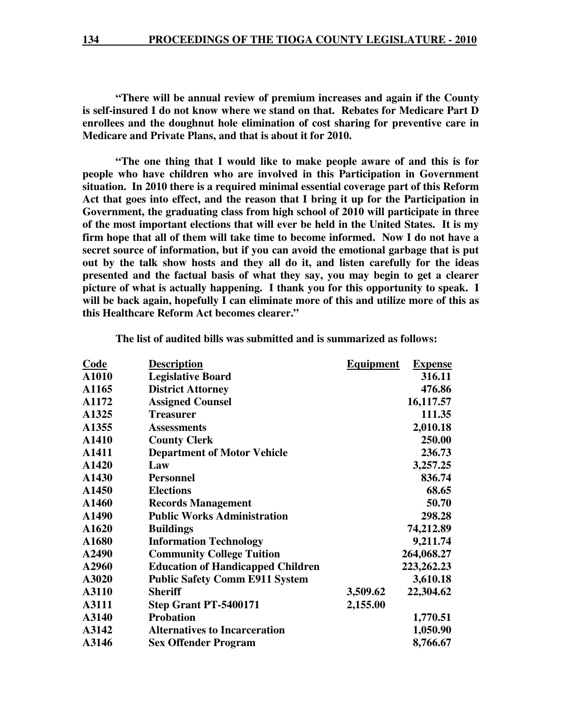**"There will be annual review of premium increases and again if the County is self-insured I do not know where we stand on that. Rebates for Medicare Part D enrollees and the doughnut hole elimination of cost sharing for preventive care in Medicare and Private Plans, and that is about it for 2010.**

**"The one thing that I would like to make people aware of and this is for people who have children who are involved in this Participation in Government situation. In 2010 there is a required minimal essential coverage part of this Reform Act that goes into effect, and the reason that I bring it up for the Participation in Government, the graduating class from high school of 2010 will participate in three of the most important elections that will ever be held in the United States. It is my firm hope that all of them will take time to become informed. Now I do not have a secret source of information, but if you can avoid the emotional garbage that is put out by the talk show hosts and they all do it, and listen carefully for the ideas presented and the factual basis of what they say, you may begin to get a clearer picture of what is actually happening. I thank you for this opportunity to speak. I will be back again, hopefully I can eliminate more of this and utilize more of this as this Healthcare Reform Act becomes clearer."**

**The list of audited bills was submitted and is summarized as follows:**

| Code | Description | Equipment | Expense |
|---|---|---|---|
| A1010 | Legislative Board | | 316.11 |
| A1165 | District Attorney | | 476.86 |
| A1172 | Assigned Counsel | | 16,117.57 |
| A1325 | Treasurer | | 111.35 |
| A1355 | Assessments | | 2,010.18 |
| A1410 | County Clerk | | 250.00 |
| A1411 | Department of Motor Vehicle | | 236.73 |
| A1420 | Law | | 3,257.25 |
| A1430 | Personnel | | 836.74 |
| A1450 | Elections | | 68.65 |
| A1460 | Records Management | | 50.70 |
| A1490 | Public Works Administration | | 298.28 |
| A1620 | Buildings | | 74,212.89 |
| A1680 | Information Technology | | 9,211.74 |
| A2490 | Community College Tuition | | 264,068.27 |
| A2960 | Education of Handicapped Children | | 223,262.23 |
| A3020 | Public Safety Comm E911 System | | 3,610.18 |
| A3110 | Sheriff | 3,509.62 | 22,304.62 |
| A3111 | Step Grant PT-5400171 | 2,155.00 | |
| A3140 | Probation | | 1,770.51 |
| A3142 | Alternatives to Incarceration | | 1,050.90 |
| A3146 | Sex Offender Program | | 8,766.67 |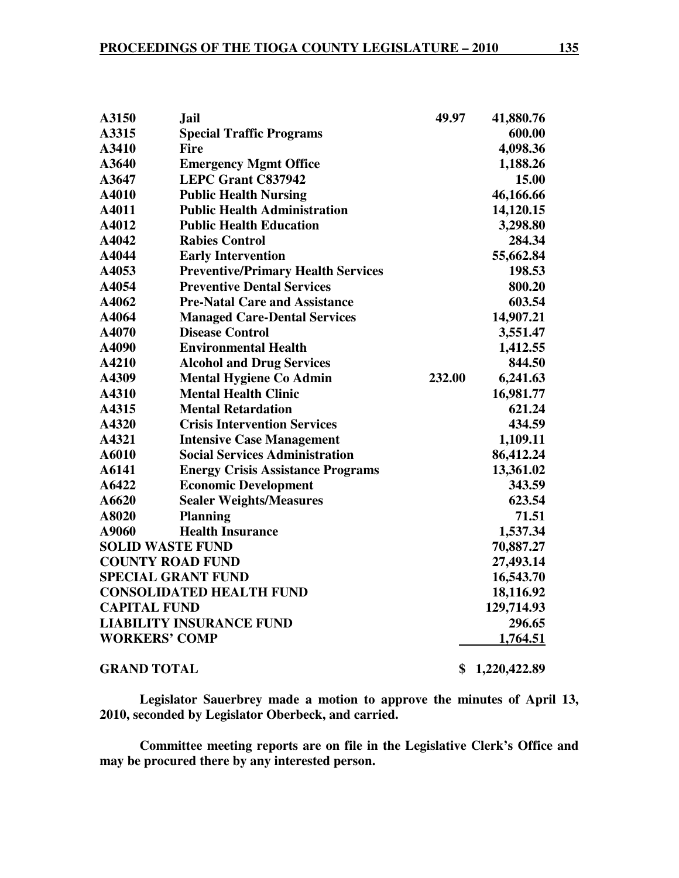| | | | |
|---|---|---|---|
| A3150 | Jail | 49.97 | 41,880.76 |
| A3315 | Special Traffic Programs | | 600.00 |
| A3410 | Fire | | 4,098.36 |
| A3640 | Emergency Mgmt Office | | 1,188.26 |
| A3647 | LEPC Grant C837942 | | 15.00 |
| A4010 | Public Health Nursing | | 46,166.66 |
| A4011 | Public Health Administration | | 14,120.15 |
| A4012 | Public Health Education | | 3,298.80 |
| A4042 | Rabies Control | | 284.34 |
| A4044 | Early Intervention | | 55,662.84 |
| A4053 | Preventive/Primary Health Services | | 198.53 |
| A4054 | Preventive Dental Services | | 800.20 |
| A4062 | Pre-Natal Care and Assistance | | 603.54 |
| A4064 | Managed Care-Dental Services | | 14,907.21 |
| A4070 | Disease Control | | 3,551.47 |
| A4090 | Environmental Health | | 1,412.55 |
| A4210 | Alcohol and Drug Services | | 844.50 |
| A4309 | Mental Hygiene Co Admin | 232.00 | 6,241.63 |
| A4310 | Mental Health Clinic | | 16,981.77 |
| A4315 | Mental Retardation | | 621.24 |
| A4320 | Crisis Intervention Services | | 434.59 |
| A4321 | Intensive Case Management | | 1,109.11 |
| A6010 | Social Services Administration | | 86,412.24 |
| A6141 | Energy Crisis Assistance Programs | | 13,361.02 |
| A6422 | Economic Development | | 343.59 |
| A6620 | Sealer Weights/Measures | | 623.54 |
| A8020 | Planning | | 71.51 |
| A9060 | Health Insurance | | 1,537.34 |
| SOLID WASTE FUND | | | 70,887.27 |
| COUNTY ROAD FUND | | | 27,493.14 |
| SPECIAL GRANT FUND | | | 16,543.70 |
| CONSOLIDATED HEALTH FUND | | | 18,116.92 |
| CAPITAL FUND | | | 129,714.93 |
| LIABILITY INSURANCE FUND | | | 296.65 |
| WORKERS' COMP | | | 1,764.51 |
| **GRAND TOTAL** | | | **$ 1,220,422.89** |

**Legislator Sauerbrey made a motion to approve the minutes of April 13, 2010, seconded by Legislator Oberbeck, and carried.**

**Committee meeting reports are on file in the Legislative Clerk's Office and may be procured there by any interested person.**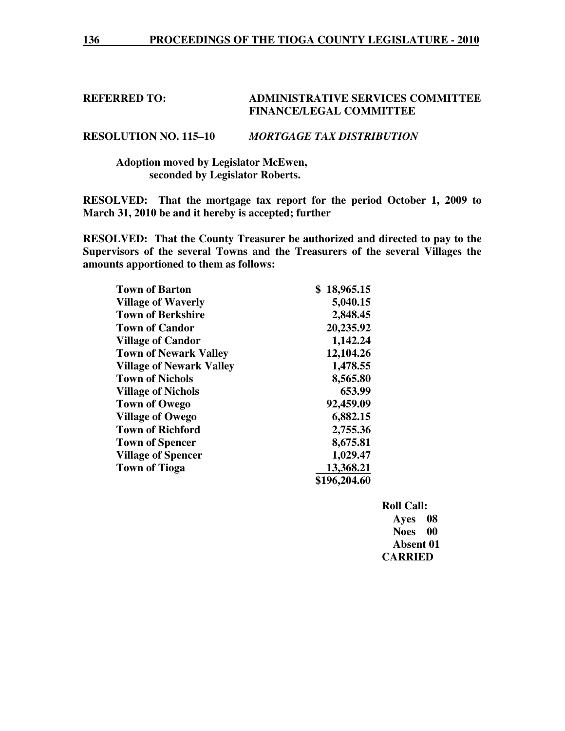**REFERRED TO:** **ADMINISTRATIVE SERVICES COMMITTEE FINANCE/LEGAL COMMITTEE**

**RESOLUTION NO. 115–10** ***MORTGAGE TAX DISTRIBUTION***

**Adoption moved by Legislator McEwen, seconded by Legislator Roberts.**

**RESOLVED: That the mortgage tax report for the period October 1, 2009 to March 31, 2010 be and it hereby is accepted; further**

**RESOLVED: That the County Treasurer be authorized and directed to pay to the Supervisors of the several Towns and the Treasurers of the several Villages the amounts apportioned to them as follows:**

| | |
|---|---|
| **Town of Barton** | **$ 18,965.15** |
| **Village of Waverly** | **5,040.15** |
| **Town of Berkshire** | **2,848.45** |
| **Town of Candor** | **20,235.92** |
| **Village of Candor** | **1,142.24** |
| **Town of Newark Valley** | **12,104.26** |
| **Village of Newark Valley** | **1,478.55** |
| **Town of Nichols** | **8,565.80** |
| **Village of Nichols** | **653.99** |
| **Town of Owego** | **92,459.09** |
| **Village of Owego** | **6,882.15** |
| **Town of Richford** | **2,755.36** |
| **Town of Spencer** | **8,675.81** |
| **Village of Spencer** | **1,029.47** |
| **Town of Tioga** | **13,368.21** |
| | **$196,204.60** |

**Roll Call:**
**Ayes 08**
**Noes 00**
**Absent 01**
**CARRIED**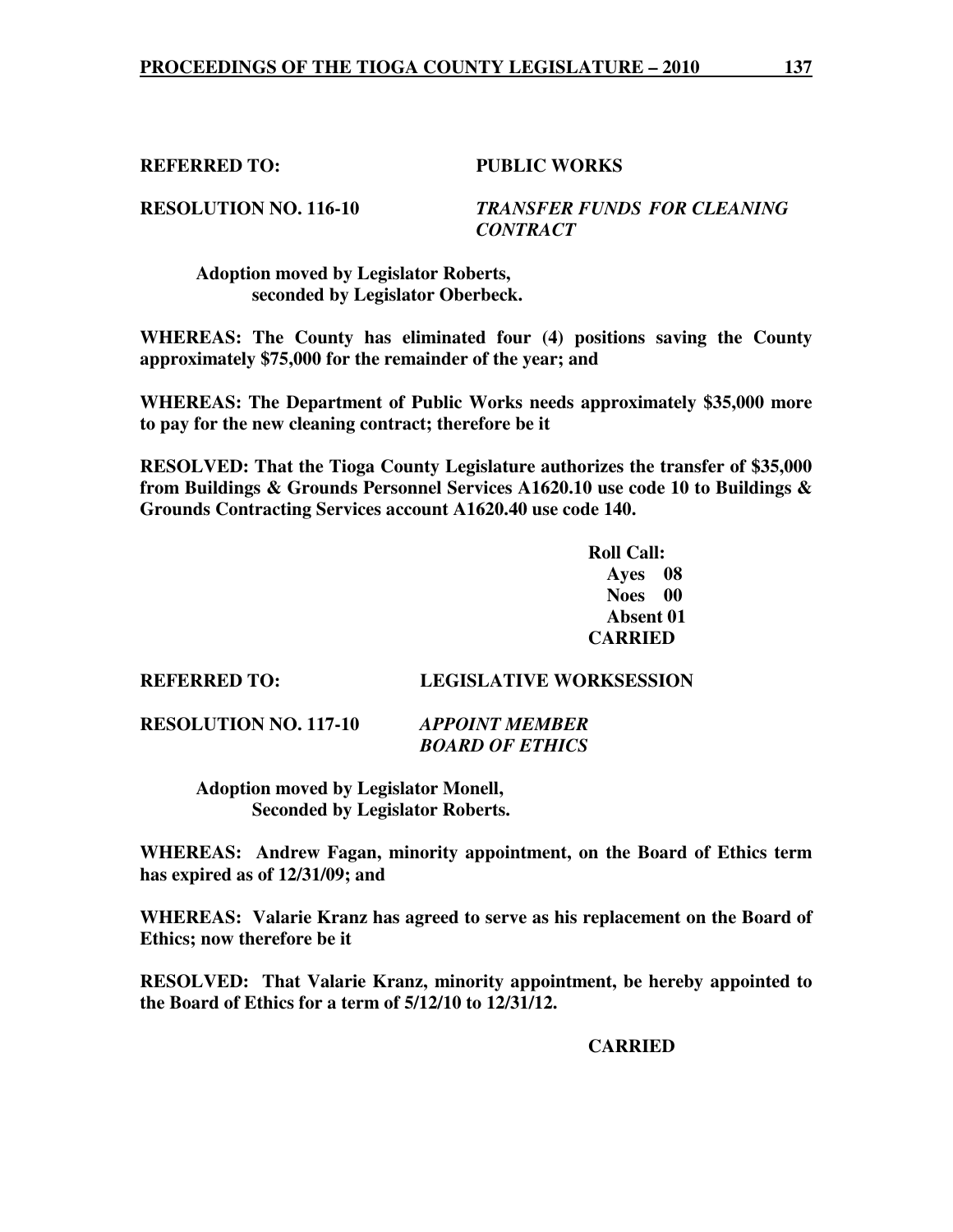**REFERRED TO: PUBLIC WORKS**

**RESOLUTION NO. 116-10** ***TRANSFER FUNDS FOR CLEANING CONTRACT***

**Adoption moved by Legislator Roberts, seconded by Legislator Oberbeck.**

**WHEREAS: The County has eliminated four (4) positions saving the County approximately $75,000 for the remainder of the year; and**

**WHEREAS: The Department of Public Works needs approximately $35,000 more to pay for the new cleaning contract; therefore be it**

**RESOLVED: That the Tioga County Legislature authorizes the transfer of $35,000 from Buildings & Grounds Personnel Services A1620.10 use code 10 to Buildings & Grounds Contracting Services account A1620.40 use code 140.**

**Roll Call:**
**Ayes 08**
**Noes 00**
**Absent 01**
**CARRIED**

**REFERRED TO: LEGISLATIVE WORKSESSION**

**RESOLUTION NO. 117-10** ***APPOINT MEMBER BOARD OF ETHICS***

**Adoption moved by Legislator Monell, Seconded by Legislator Roberts.**

**WHEREAS: Andrew Fagan, minority appointment, on the Board of Ethics term has expired as of 12/31/09; and**

**WHEREAS: Valarie Kranz has agreed to serve as his replacement on the Board of Ethics; now therefore be it**

**RESOLVED: That Valarie Kranz, minority appointment, be hereby appointed to the Board of Ethics for a term of 5/12/10 to 12/31/12.**

**CARRIED**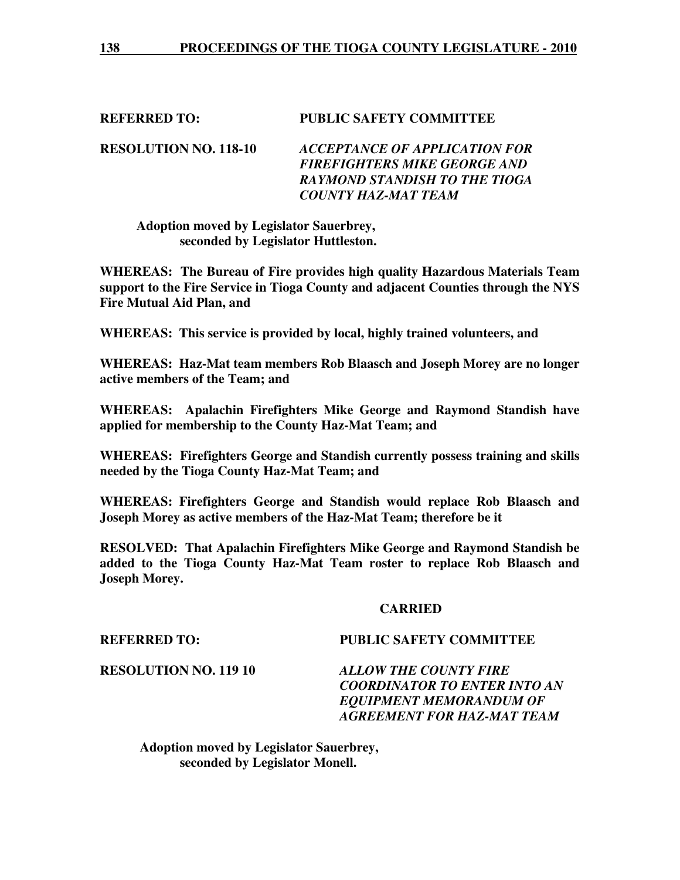**REFERRED TO: PUBLIC SAFETY COMMITTEE**

**RESOLUTION NO. 118-10** ***ACCEPTANCE OF APPLICATION FOR FIREFIGHTERS MIKE GEORGE AND RAYMOND STANDISH TO THE TIOGA COUNTY HAZ-MAT TEAM***

**Adoption moved by Legislator Sauerbrey, seconded by Legislator Huttleston.**

**WHEREAS: The Bureau of Fire provides high quality Hazardous Materials Team support to the Fire Service in Tioga County and adjacent Counties through the NYS Fire Mutual Aid Plan, and**

**WHEREAS: This service is provided by local, highly trained volunteers, and**

**WHEREAS: Haz-Mat team members Rob Blaasch and Joseph Morey are no longer active members of the Team; and**

**WHEREAS: Apalachin Firefighters Mike George and Raymond Standish have applied for membership to the County Haz-Mat Team; and**

**WHEREAS: Firefighters George and Standish currently possess training and skills needed by the Tioga County Haz-Mat Team; and**

**WHEREAS: Firefighters George and Standish would replace Rob Blaasch and Joseph Morey as active members of the Haz-Mat Team; therefore be it**

**RESOLVED: That Apalachin Firefighters Mike George and Raymond Standish be added to the Tioga County Haz-Mat Team roster to replace Rob Blaasch and Joseph Morey.**

**CARRIED**

**REFERRED TO: PUBLIC SAFETY COMMITTEE**

**RESOLUTION NO. 119 10** ***ALLOW THE COUNTY FIRE COORDINATOR TO ENTER INTO AN EQUIPMENT MEMORANDUM OF AGREEMENT FOR HAZ-MAT TEAM***

**Adoption moved by Legislator Sauerbrey, seconded by Legislator Monell.**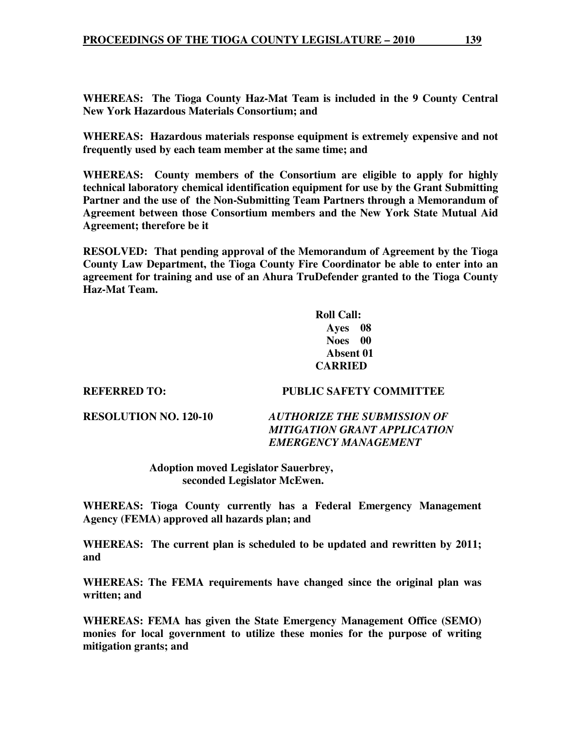**WHEREAS: The Tioga County Haz-Mat Team is included in the 9 County Central New York Hazardous Materials Consortium; and**

**WHEREAS: Hazardous materials response equipment is extremely expensive and not frequently used by each team member at the same time; and**

**WHEREAS: County members of the Consortium are eligible to apply for highly technical laboratory chemical identification equipment for use by the Grant Submitting Partner and the use of the Non-Submitting Team Partners through a Memorandum of Agreement between those Consortium members and the New York State Mutual Aid Agreement; therefore be it**

**RESOLVED: That pending approval of the Memorandum of Agreement by the Tioga County Law Department, the Tioga County Fire Coordinator be able to enter into an agreement for training and use of an Ahura TruDefender granted to the Tioga County Haz-Mat Team.**

**Roll Call:**
**Ayes 08**
**Noes 00**
**Absent 01**
**CARRIED**

**REFERRED TO: PUBLIC SAFETY COMMITTEE**

**RESOLUTION NO. 120-10** ***AUTHORIZE THE SUBMISSION OF MITIGATION GRANT APPLICATION EMERGENCY MANAGEMENT***

**Adoption moved Legislator Sauerbrey, seconded Legislator McEwen.**

**WHEREAS: Tioga County currently has a Federal Emergency Management Agency (FEMA) approved all hazards plan; and**

**WHEREAS: The current plan is scheduled to be updated and rewritten by 2011; and**

**WHEREAS: The FEMA requirements have changed since the original plan was written; and**

**WHEREAS: FEMA has given the State Emergency Management Office (SEMO) monies for local government to utilize these monies for the purpose of writing mitigation grants; and**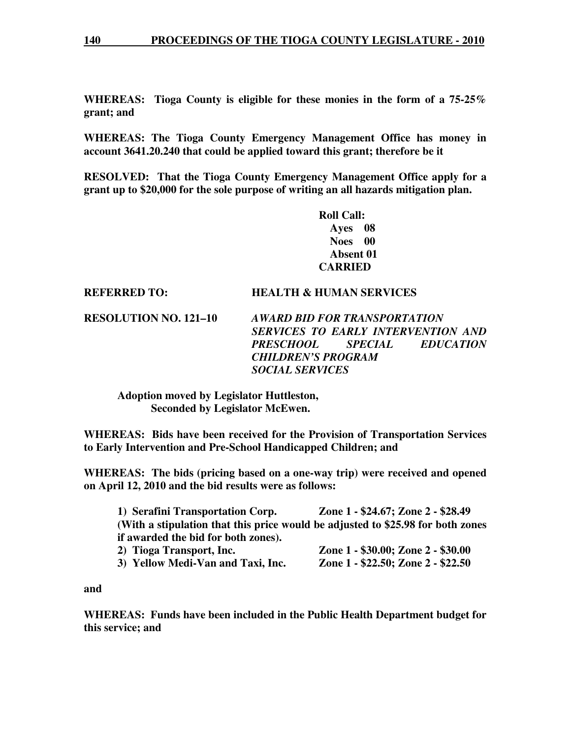**WHEREAS: Tioga County is eligible for these monies in the form of a 75-25% grant; and**

**WHEREAS: The Tioga County Emergency Management Office has money in account 3641.20.240 that could be applied toward this grant; therefore be it**

**RESOLVED: That the Tioga County Emergency Management Office apply for a grant up to $20,000 for the sole purpose of writing an all hazards mitigation plan.**

**Roll Call:**
**Ayes 08**
**Noes 00**
**Absent 01**
**CARRIED**

**REFERRED TO: HEALTH & HUMAN SERVICES**

**RESOLUTION NO. 121–10** ***AWARD BID FOR TRANSPORTATION SERVICES TO EARLY INTERVENTION AND PRESCHOOL SPECIAL EDUCATION CHILDREN'S PROGRAM SOCIAL SERVICES***

**Adoption moved by Legislator Huttleston,**
**Seconded by Legislator McEwen.**

**WHEREAS: Bids have been received for the Provision of Transportation Services to Early Intervention and Pre-School Handicapped Children; and**

**WHEREAS: The bids (pricing based on a one-way trip) were received and opened on April 12, 2010 and the bid results were as follows:**

**1) Serafini Transportation Corp. Zone 1 - $24.67; Zone 2 - $28.49**
**(With a stipulation that this price would be adjusted to $25.98 for both zones if awarded the bid for both zones).**
**2) Tioga Transport, Inc. Zone 1 - $30.00; Zone 2 - $30.00**
**3) Yellow Medi-Van and Taxi, Inc. Zone 1 - $22.50; Zone 2 - $22.50**

**and**

**WHEREAS: Funds have been included in the Public Health Department budget for this service; and**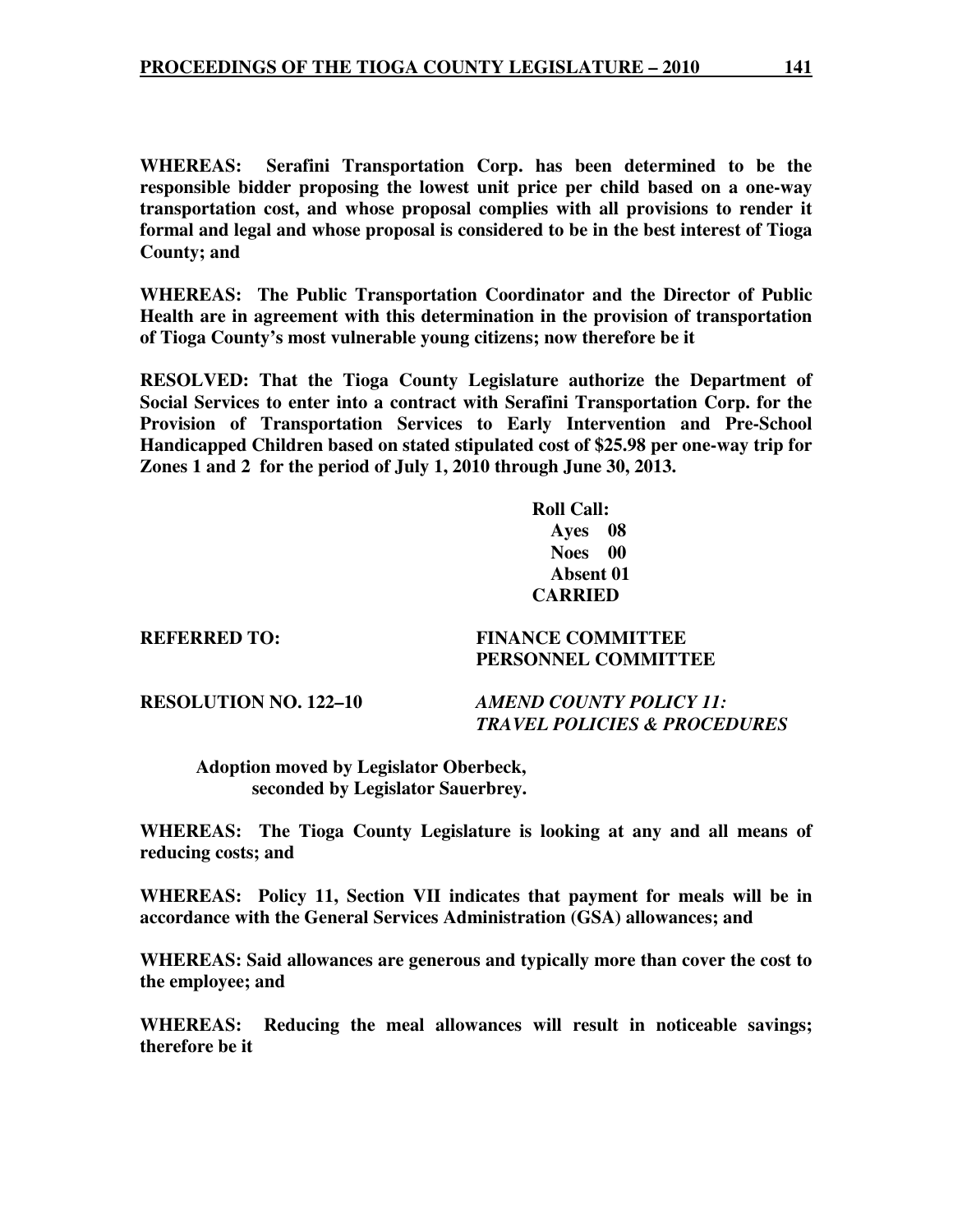**WHEREAS: Serafini Transportation Corp. has been determined to be the responsible bidder proposing the lowest unit price per child based on a one-way transportation cost, and whose proposal complies with all provisions to render it formal and legal and whose proposal is considered to be in the best interest of Tioga County; and**

**WHEREAS: The Public Transportation Coordinator and the Director of Public Health are in agreement with this determination in the provision of transportation of Tioga County's most vulnerable young citizens; now therefore be it**

**RESOLVED: That the Tioga County Legislature authorize the Department of Social Services to enter into a contract with Serafini Transportation Corp. for the Provision of Transportation Services to Early Intervention and Pre-School Handicapped Children based on stated stipulated cost of $25.98 per one-way trip for Zones 1 and 2 for the period of July 1, 2010 through June 30, 2013.**

**Roll Call:**
**Ayes 08**
**Noes 00**
**Absent 01**
**CARRIED**

**REFERRED TO:** **FINANCE COMMITTEE**
**PERSONNEL COMMITTEE**

**RESOLUTION NO. 122–10** ***AMEND COUNTY POLICY 11: TRAVEL POLICIES & PROCEDURES***

**Adoption moved by Legislator Oberbeck, seconded by Legislator Sauerbrey.**

**WHEREAS: The Tioga County Legislature is looking at any and all means of reducing costs; and**

**WHEREAS: Policy 11, Section VII indicates that payment for meals will be in accordance with the General Services Administration (GSA) allowances; and**

**WHEREAS: Said allowances are generous and typically more than cover the cost to the employee; and**

**WHEREAS: Reducing the meal allowances will result in noticeable savings; therefore be it**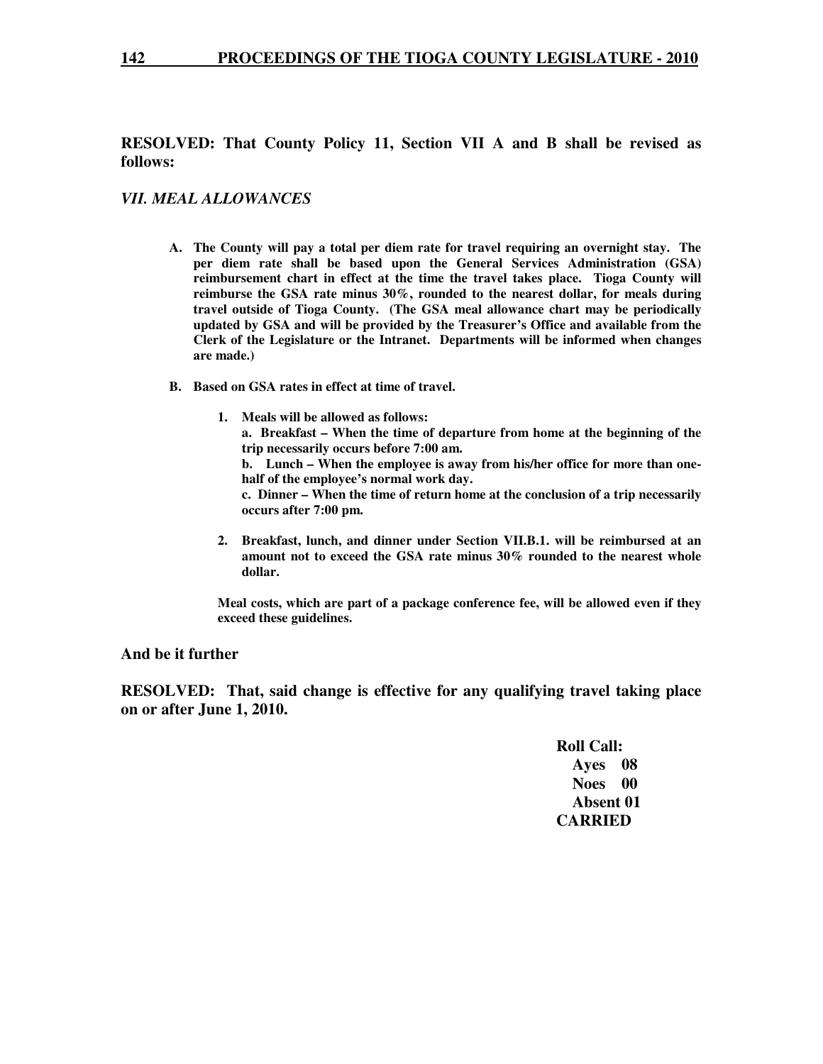**RESOLVED: That County Policy 11, Section VII A and B shall be revised as follows:**

***VII. MEAL ALLOWANCES***

**A. The County will pay a total per diem rate for travel requiring an overnight stay. The per diem rate shall be based upon the General Services Administration (GSA) reimbursement chart in effect at the time the travel takes place. Tioga County will reimburse the GSA rate minus 30%, rounded to the nearest dollar, for meals during travel outside of Tioga County. (The GSA meal allowance chart may be periodically updated by GSA and will be provided by the Treasurer's Office and available from the Clerk of the Legislature or the Intranet. Departments will be informed when changes are made.)**

**B. Based on GSA rates in effect at time of travel.**

**1. Meals will be allowed as follows:**
**a. Breakfast – When the time of departure from home at the beginning of the trip necessarily occurs before 7:00 am.**
**b. Lunch – When the employee is away from his/her office for more than one-half of the employee's normal work day.**
**c. Dinner – When the time of return home at the conclusion of a trip necessarily occurs after 7:00 pm.**

**2. Breakfast, lunch, and dinner under Section VII.B.1. will be reimbursed at an amount not to exceed the GSA rate minus 30% rounded to the nearest whole dollar.**

**Meal costs, which are part of a package conference fee, will be allowed even if they exceed these guidelines.**

**And be it further**

**RESOLVED: That, said change is effective for any qualifying travel taking place on or after June 1, 2010.**

**Roll Call:**
**Ayes 08**
**Noes 00**
**Absent 01**
**CARRIED**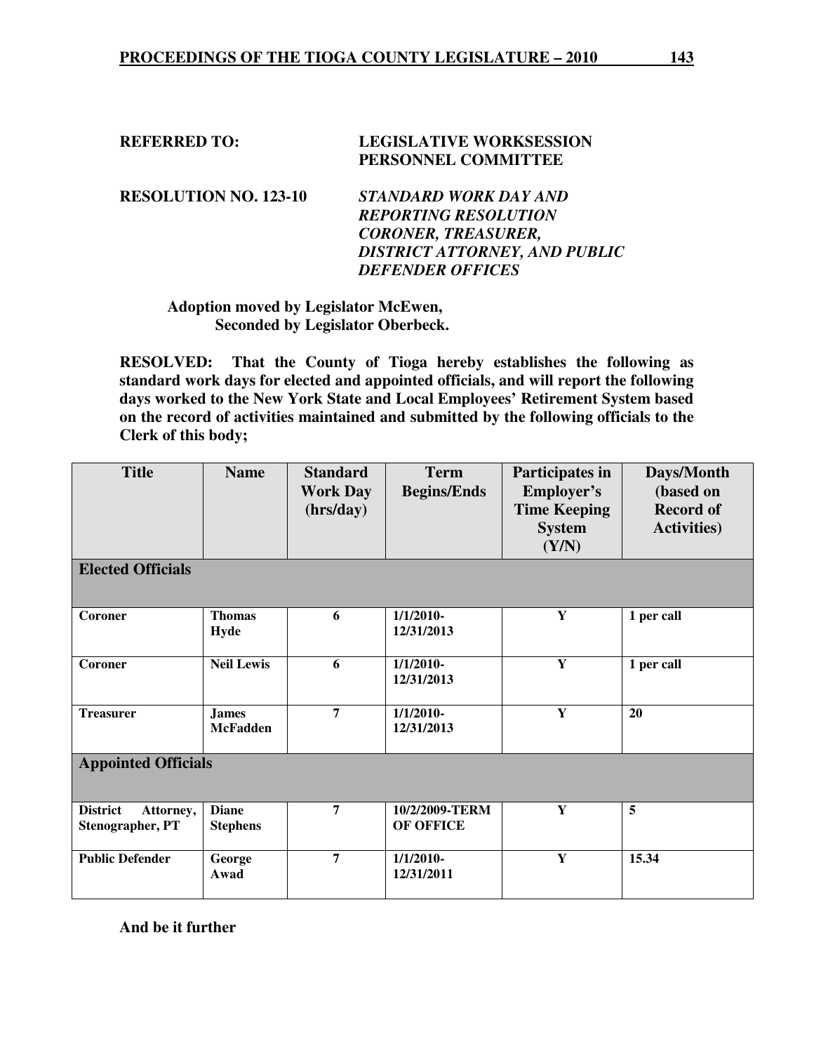**REFERRED TO:** **LEGISLATIVE WORKSESSION PERSONNEL COMMITTEE**

**RESOLUTION NO. 123-10** ***STANDARD WORK DAY AND REPORTING RESOLUTION CORONER, TREASURER, DISTRICT ATTORNEY, AND PUBLIC DEFENDER OFFICES***

**Adoption moved by Legislator McEwen,**
**Seconded by Legislator Oberbeck.**

**RESOLVED: That the County of Tioga hereby establishes the following as standard work days for elected and appointed officials, and will report the following days worked to the New York State and Local Employees' Retirement System based on the record of activities maintained and submitted by the following officials to the Clerk of this body;**

| Title | Name | Standard Work Day (hrs/day) | Term Begins/Ends | Participates in Employer's Time Keeping System (Y/N) | Days/Month (based on Record of Activities) |
|---|---|---|---|---|---|
| **Elected Officials** | | | | | |
| Coroner | Thomas Hyde | 6 | 1/1/2010-12/31/2013 | Y | 1 per call |
| Coroner | Neil Lewis | 6 | 1/1/2010-12/31/2013 | Y | 1 per call |
| Treasurer | James McFadden | 7 | 1/1/2010-12/31/2013 | Y | 20 |
| **Appointed Officials** | | | | | |
| District Attorney, Stenographer, PT | Diane Stephens | 7 | 10/2/2009-TERM OF OFFICE | Y | 5 |
| Public Defender | George Awad | 7 | 1/1/2010-12/31/2011 | Y | 15.34 |

**And be it further**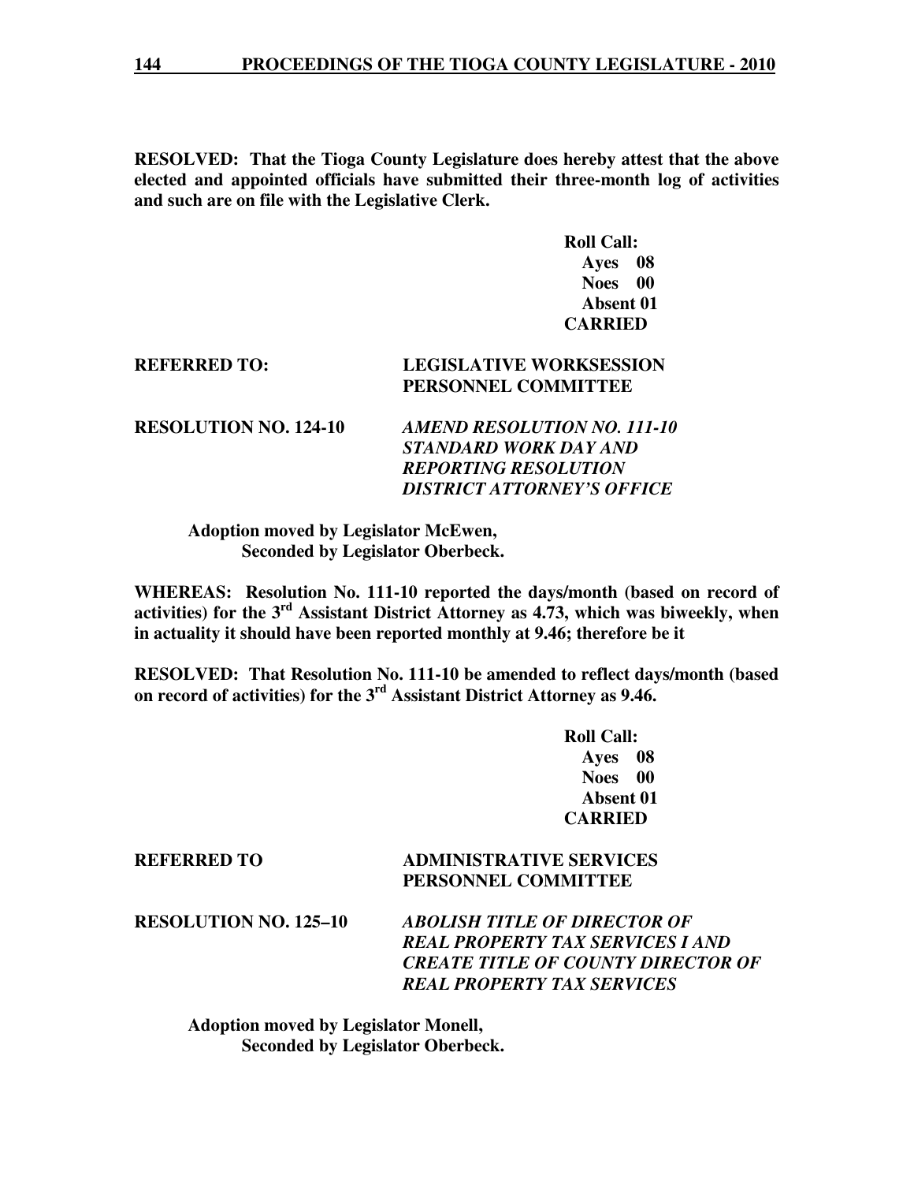**RESOLVED: That the Tioga County Legislature does hereby attest that the above elected and appointed officials have submitted their three-month log of activities and such are on file with the Legislative Clerk.**

**Roll Call:**
**Ayes 08**
**Noes 00**
**Absent 01**
**CARRIED**

**REFERRED TO: LEGISLATIVE WORKSESSION**
**PERSONNEL COMMITTEE**

**RESOLUTION NO. 124-10** ***AMEND RESOLUTION NO. 111-10 STANDARD WORK DAY AND REPORTING RESOLUTION DISTRICT ATTORNEY'S OFFICE***

**Adoption moved by Legislator McEwen,**
**Seconded by Legislator Oberbeck.**

**WHEREAS: Resolution No. 111-10 reported the days/month (based on record of activities) for the 3rd Assistant District Attorney as 4.73, which was biweekly, when in actuality it should have been reported monthly at 9.46; therefore be it**

**RESOLVED: That Resolution No. 111-10 be amended to reflect days/month (based on record of activities) for the 3rd Assistant District Attorney as 9.46.**

**Roll Call:**
**Ayes 08**
**Noes 00**
**Absent 01**
**CARRIED**

**REFERRED TO ADMINISTRATIVE SERVICES**
**PERSONNEL COMMITTEE**

**RESOLUTION NO. 125–10** ***ABOLISH TITLE OF DIRECTOR OF REAL PROPERTY TAX SERVICES I AND CREATE TITLE OF COUNTY DIRECTOR OF REAL PROPERTY TAX SERVICES***

**Adoption moved by Legislator Monell,**
**Seconded by Legislator Oberbeck.**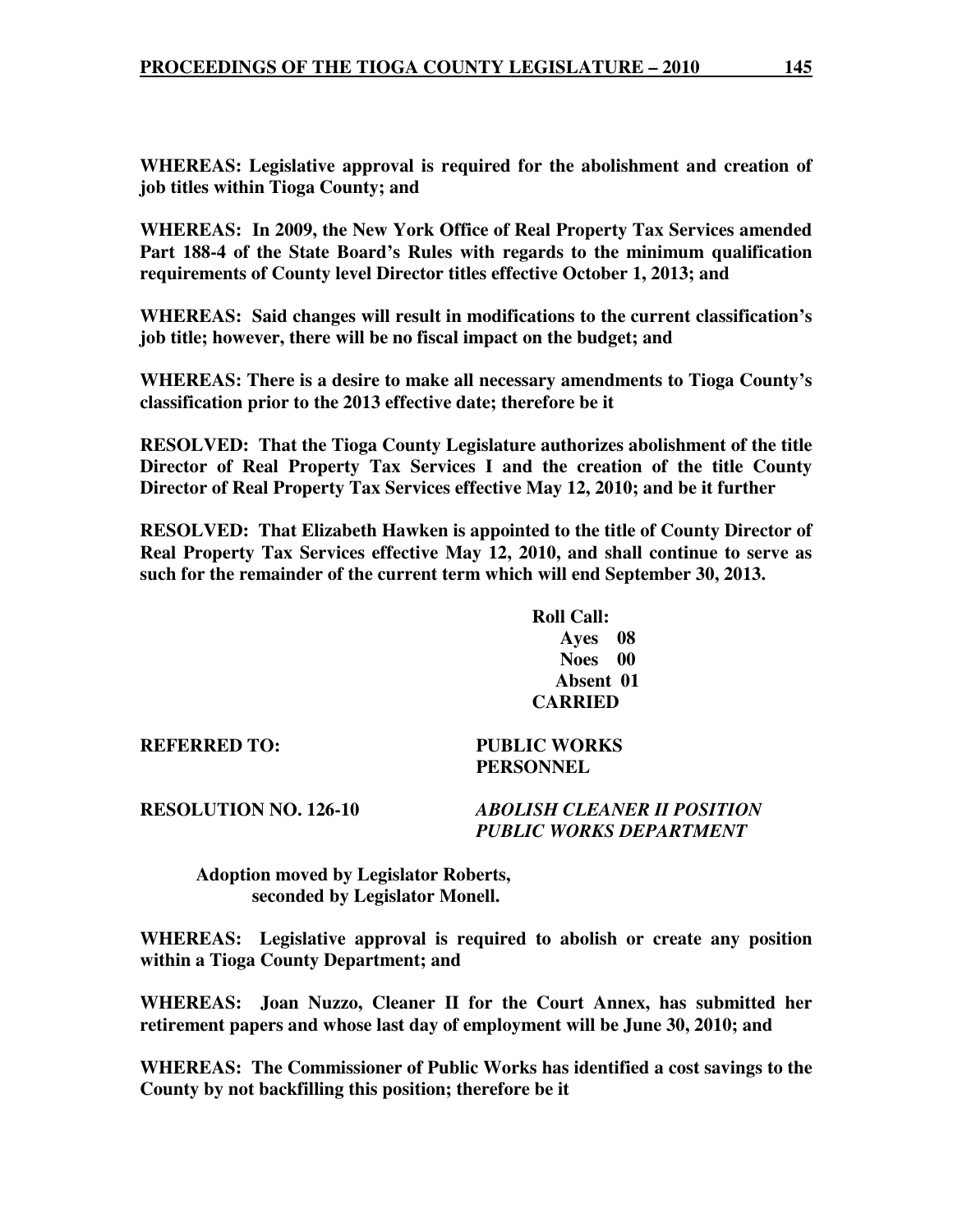**WHEREAS: Legislative approval is required for the abolishment and creation of job titles within Tioga County; and**

**WHEREAS: In 2009, the New York Office of Real Property Tax Services amended Part 188-4 of the State Board's Rules with regards to the minimum qualification requirements of County level Director titles effective October 1, 2013; and**

**WHEREAS: Said changes will result in modifications to the current classification's job title; however, there will be no fiscal impact on the budget; and**

**WHEREAS: There is a desire to make all necessary amendments to Tioga County's classification prior to the 2013 effective date; therefore be it**

**RESOLVED: That the Tioga County Legislature authorizes abolishment of the title Director of Real Property Tax Services I and the creation of the title County Director of Real Property Tax Services effective May 12, 2010; and be it further**

**RESOLVED: That Elizabeth Hawken is appointed to the title of County Director of Real Property Tax Services effective May 12, 2010, and shall continue to serve as such for the remainder of the current term which will end September 30, 2013.**

**Roll Call:**
**Ayes 08**
**Noes 00**
**Absent 01**
**CARRIED**

**REFERRED TO:** **PUBLIC WORKS**
**PERSONNEL**

**RESOLUTION NO. 126-10** ***ABOLISH CLEANER II POSITION PUBLIC WORKS DEPARTMENT***

**Adoption moved by Legislator Roberts, seconded by Legislator Monell.**

**WHEREAS: Legislative approval is required to abolish or create any position within a Tioga County Department; and**

**WHEREAS: Joan Nuzzo, Cleaner II for the Court Annex, has submitted her retirement papers and whose last day of employment will be June 30, 2010; and**

**WHEREAS: The Commissioner of Public Works has identified a cost savings to the County by not backfilling this position; therefore be it**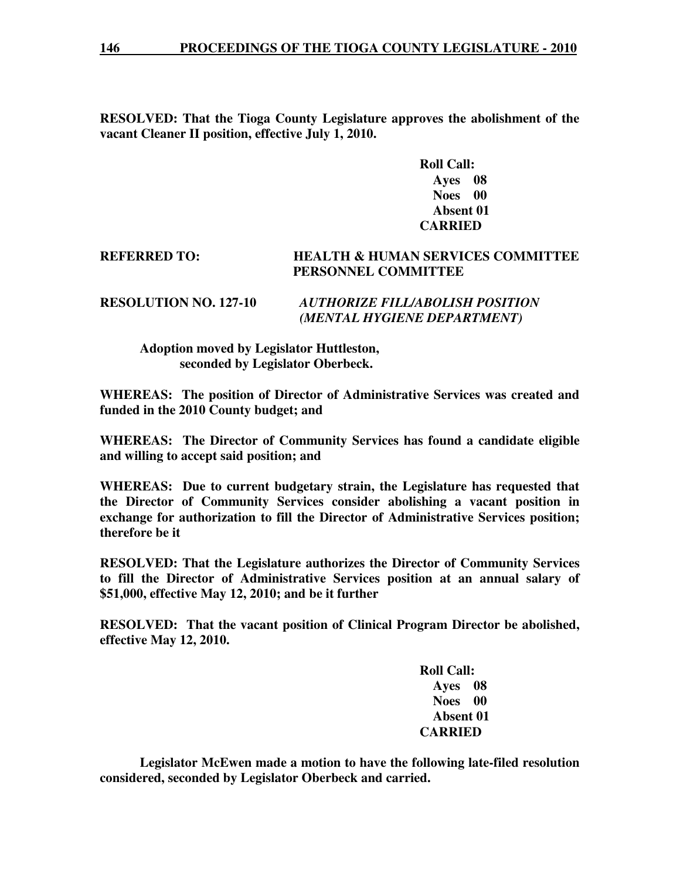**RESOLVED: That the Tioga County Legislature approves the abolishment of the vacant Cleaner II position, effective July 1, 2010.**

**Roll Call:**
**Ayes 08**
**Noes 00**
**Absent 01**
**CARRIED**

**REFERRED TO: HEALTH & HUMAN SERVICES COMMITTEE**
**PERSONNEL COMMITTEE**

**RESOLUTION NO. 127-10** ***AUTHORIZE FILL/ABOLISH POSITION (MENTAL HYGIENE DEPARTMENT)***

**Adoption moved by Legislator Huttleston, seconded by Legislator Oberbeck.**

**WHEREAS: The position of Director of Administrative Services was created and funded in the 2010 County budget; and**

**WHEREAS: The Director of Community Services has found a candidate eligible and willing to accept said position; and**

**WHEREAS: Due to current budgetary strain, the Legislature has requested that the Director of Community Services consider abolishing a vacant position in exchange for authorization to fill the Director of Administrative Services position; therefore be it**

**RESOLVED: That the Legislature authorizes the Director of Community Services to fill the Director of Administrative Services position at an annual salary of $51,000, effective May 12, 2010; and be it further**

**RESOLVED: That the vacant position of Clinical Program Director be abolished, effective May 12, 2010.**

**Roll Call:**
**Ayes 08**
**Noes 00**
**Absent 01**
**CARRIED**

**Legislator McEwen made a motion to have the following late-filed resolution considered, seconded by Legislator Oberbeck and carried.**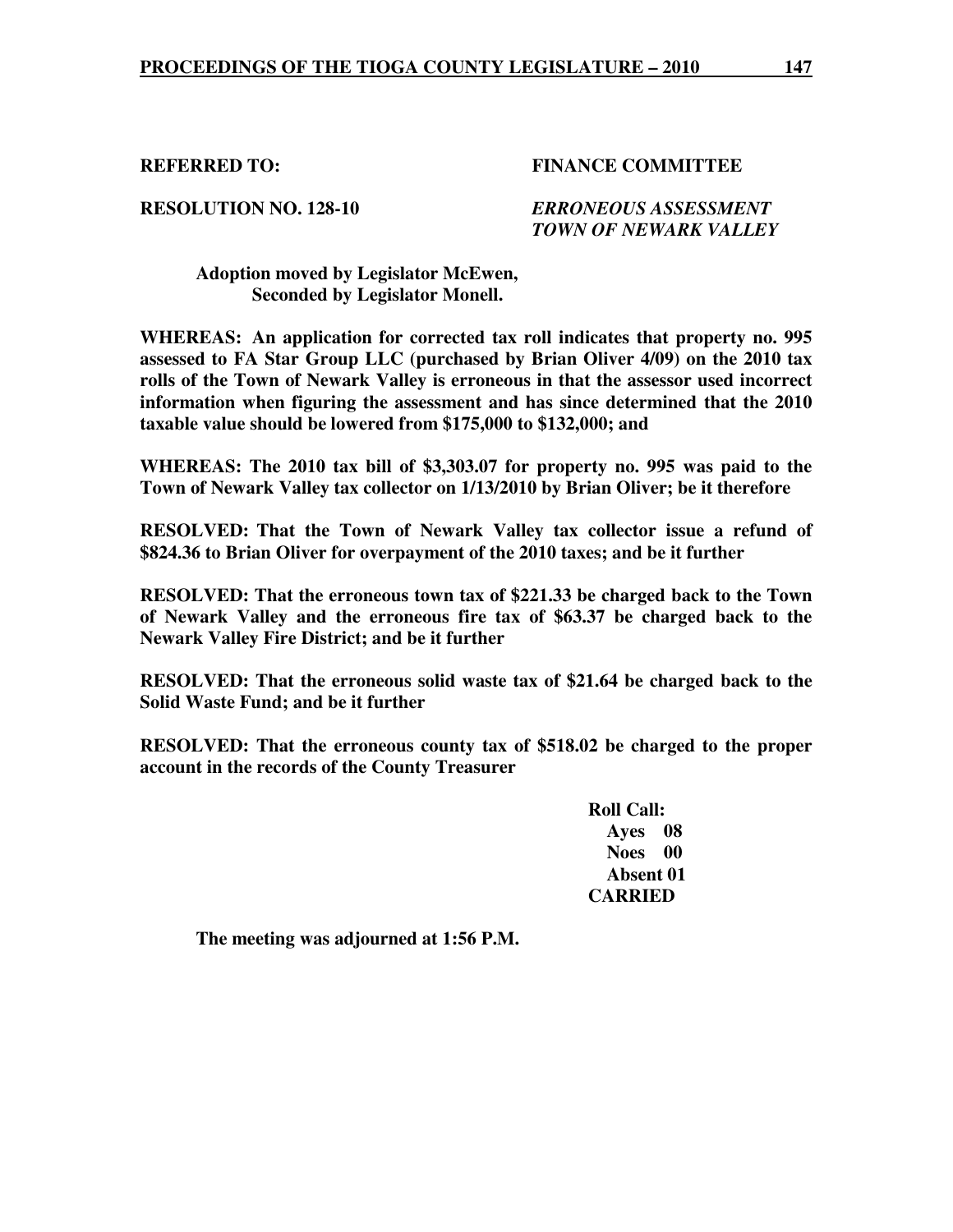**REFERRED TO: FINANCE COMMITTEE**

**RESOLUTION NO. 128-10** ***ERRONEOUS ASSESSMENT TOWN OF NEWARK VALLEY***

**Adoption moved by Legislator McEwen,**
**Seconded by Legislator Monell.**

**WHEREAS: An application for corrected tax roll indicates that property no. 995 assessed to FA Star Group LLC (purchased by Brian Oliver 4/09) on the 2010 tax rolls of the Town of Newark Valley is erroneous in that the assessor used incorrect information when figuring the assessment and has since determined that the 2010 taxable value should be lowered from $175,000 to $132,000; and**

**WHEREAS: The 2010 tax bill of $3,303.07 for property no. 995 was paid to the Town of Newark Valley tax collector on 1/13/2010 by Brian Oliver; be it therefore**

**RESOLVED: That the Town of Newark Valley tax collector issue a refund of $824.36 to Brian Oliver for overpayment of the 2010 taxes; and be it further**

**RESOLVED: That the erroneous town tax of $221.33 be charged back to the Town of Newark Valley and the erroneous fire tax of $63.37 be charged back to the Newark Valley Fire District; and be it further**

**RESOLVED: That the erroneous solid waste tax of $21.64 be charged back to the Solid Waste Fund; and be it further**

**RESOLVED: That the erroneous county tax of $518.02 be charged to the proper account in the records of the County Treasurer**

**Roll Call:**
**Ayes 08**
**Noes 00**
**Absent 01**
**CARRIED**

**The meeting was adjourned at 1:56 P.M.**